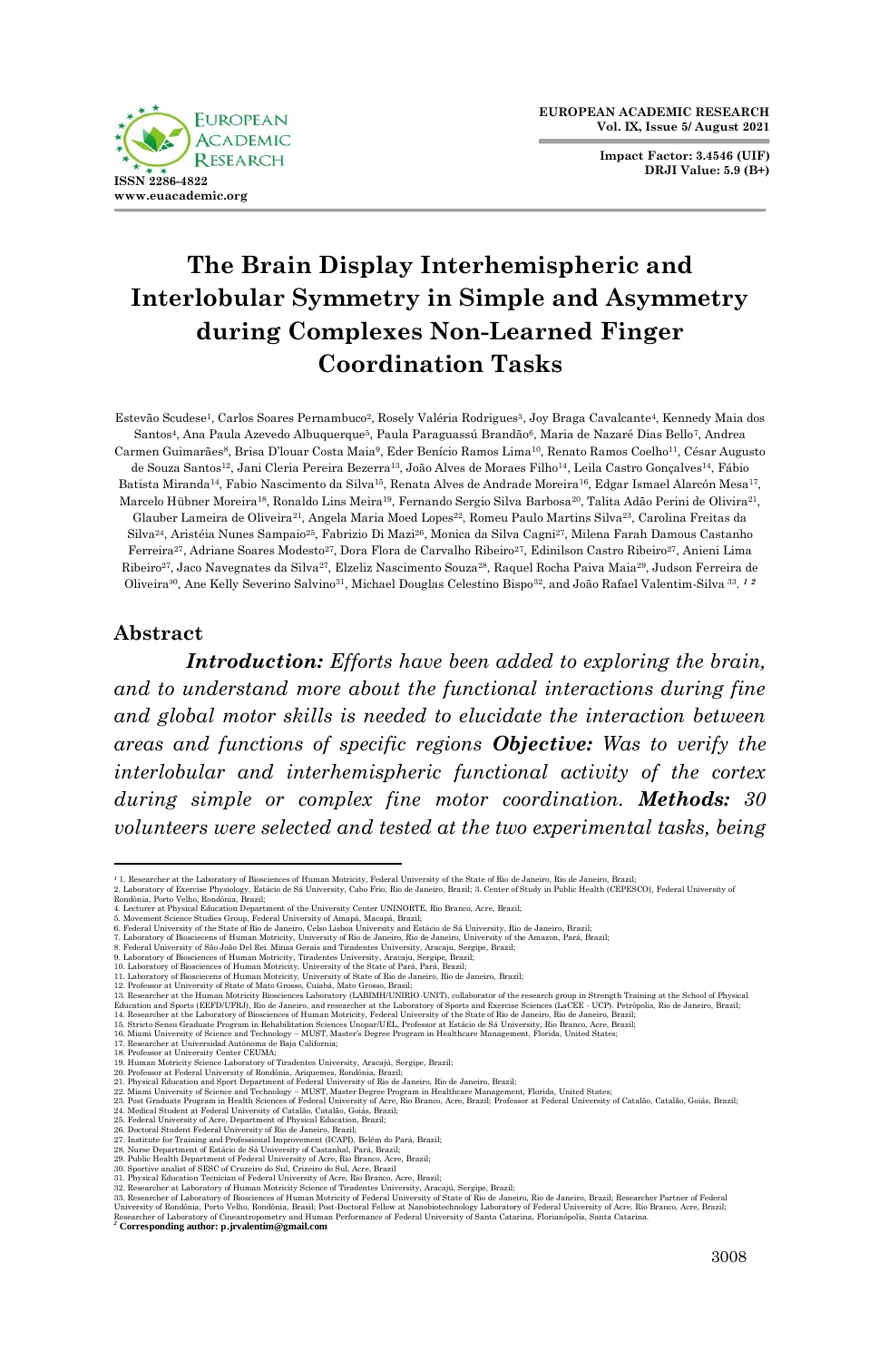EUROPEAN ACADEMIC RESEARCH
Vol. IX, Issue 5/ August 2021

Impact Factor: 3.4546 (UIF)
DRJI Value: 5.9 (B+)

ISSN 2286-4822
www.euacademic.org

# The Brain Display Interhemispheric and Interlobular Symmetry in Simple and Asymmetry during Complexes Non-Learned Finger Coordination Tasks

Estevão Scudese[1], Carlos Soares Pernambuco[2], Rosely Valéria Rodrigues[3], Joy Braga Cavalcante[4], Kennedy Maia dos Santos[4], Ana Paula Azevedo Albuquerque[5], Paula Paraguassú Brandão[6], Maria de Nazaré Dias Bello[7], Andrea Carmen Guimarães[8], Brisa D'louar Costa Maia[9], Eder Benício Ramos Lima[10], Renato Ramos Coelho[11], César Augusto de Souza Santos[12], Jani Cleria Pereira Bezerra[13], João Alves de Moraes Filho[14], Leila Castro Gonçalves[14], Fábio Batista Miranda[14], Fabio Nascimento da Silva[15], Renata Alves de Andrade Moreira[16], Edgar Ismael Alarcón Mesa[17], Marcelo Hübner Moreira[18], Ronaldo Lins Meira[19], Fernando Sergio Silva Barbosa[20], Talita Adão Perini de Olivira[21], Glauber Lameira de Oliveira[21], Angela Maria Moed Lopes[22], Romeu Paulo Martins Silva[23], Carolina Freitas da Silva[24], Aristéia Nunes Sampaio[25], Fabrizio Di Mazi[26], Monica da Silva Cagni[27], Milena Farah Damous Castanho Ferreira[27], Adriane Soares Modesto[27], Dora Flora de Carvalho Ribeiro[27], Edinilson Castro Ribeiro[27], Anieni Lima Ribeiro[27], Jaco Navegnates da Silva[27], Elzeliz Nascimento Souza[28], Raquel Rocha Paiva Maia[29], Judson Ferreira de Oliveira[30], Ane Kelly Severino Salvino[31], Michael Douglas Celestino Bispo[32], and João Rafael Valentim-Silva [33]. [1 2]

## Abstract

***Introduction:*** *Efforts have been added to exploring the brain, and to understand more about the functional interactions during fine and global motor skills is needed to elucidate the interaction between areas and functions of specific regions* ***Objective:*** *Was to verify the interlobular and interhemispheric functional activity of the cortex during simple or complex fine motor coordination.* ***Methods:*** *30 volunteers were selected and tested at the two experimental tasks, being*

---

[1] 1. Researcher at the Laboratory of Biosciences of Human Motricity, Federal University of the State of Rio de Janeiro, Rio de Janeiro, Brazil;
2. Laboratory of Exercise Physiology, Estácio de Sá University, Cabo Frio, Rio de Janeiro, Brazil; 3. Center of Study in Public Health (CEPESCO), Federal University of Rondônia, Porto Velho, Rondônia, Brazil;
4. Lecturer at Physical Education Department of the University Center UNINORTE, Rio Branco, Acre, Brazil;
5. Movement Science Studies Group, Federal University of Amapá, Macapá, Brazil;
6. Federal University of the State of Rio de Janeiro, Celso Lisboa University and Estácio de Sá University, Rio de Janeiro, Brazil;
7. Laboratory of Biosciecens of Human Motricity, University of Rio de Janeiro, Rio de Janeiro, University of the Amazon, Pará, Brazil;
8. Federal University of São João Del Rei. Minas Gerais and Tiradentes University, Aracaju, Sergipe, Brazil;
9. Laboratory of Biosciences of Human Motricity, Tiradentes University, Aracaju, Sergipe, Brazil;
10. Laboratory of Biosciences of Human Motricity, University of the State of Pará, Pará, Brazil;
11. Laboratory of Biosciecens of Human Motricity, University of State of Rio de Janeiro, Rio de Janeiro, Brazil;
12. Professor at University of State of Mato Grosso, Cuiabá, Mato Grosso, Brasil;
13. Researcher at the Human Motricity Biosciences Laboratory (LABIMH/UNIRIO-UNIT), collaborator of the research group in Strength Training at the School of Physical Education and Sports (EEFD/UFRJ), Rio de Janeiro, and researcher at the Laboratory of Sports and Exercise Sciences (LaCEE - UCP). Petrópolis, Rio de Janeiro, Brazil;
14. Researcher at the Laboratory of Biosciences of Human Motricity, Federal University of the State of Rio de Janeiro, Rio de Janeiro, Brazil;
15. Stricto Sensu Graduate Program in Rehabilitation Sciences Unopar/UEL, Professor at Estácio de Sá University, Rio Branco, Acre, Brazil;
16. Miami University of Science and Technology – MUST, Master's Degree Program in Healthcare Management, Florida, United States;
17. Researcher at Universidad Autónoma de Baja California;
18. Professor at University Center CEUMA;
19. Human Motricity Science Laboratory of Tiradentes University, Aracajú, Sergipe, Brazil;
20. Professor at Federal University of Rondônia, Ariquemes, Rondônia, Brazil;
21. Physical Education and Sport Department of Federal University of Rio de Janeiro, Rio de Janeiro, Brazil;
22. Miami University of Science and Technology – MUST, Master Degree Program in Healthcare Management, Florida, United States;
23. Post Graduate Program in Health Sciences of Federal University of Acre, Rio Branco, Acre, Brazil; Professor at Federal University of Catalão, Catalão, Goiás, Brazil;
24. Medical Student at Federal University of Catalão, Catalão, Goiás, Brazil;
25. Federal University of Acre, Department of Physical Education, Brazil;
26. Doctoral Student Federal University of Rio de Janeiro, Brazil;
27. Institute for Training and Professional Improvement (ICAPI), Belém do Pará, Brazil;
28. Nurse Department of Estácio de Sá University of Castanhal, Pará, Brazil;
29. Public Health Department of Federal University of Acre, Rio Branco, Acre, Brazil;
30. Sportive analist of SESC of Cruzeiro do Sul, Crizeiro do Sul, Acre, Brazil
31. Physical Education Tecnician of Federal University of Acre, Rio Branco, Acre, Brazil;
32. Researcher at Laboratory of Human Motricity Science of Tiradentes University, Aracajú, Sergipe, Brazil;
33. Researcher of Laboratory of Biosciences of Human Motricity of Federal University of State of Rio de Janeiro, Rio de Janeiro, Brazil; Researcher Partner of Federal University of Rondônia, Porto Velho, Rondônia, Brasil; Post-Doctoral Fellow at Nanobiotechnology Laboratory of Federal University of Acre, Rio Branco, Acre, Brazil; Researcher of Laboratory of Cineantropometry and Human Performance of Federal University of Santa Catarina, Florianópolis, Santa Catarina.

[2] **Corresponding author: p.jrvalentim@gmail.com**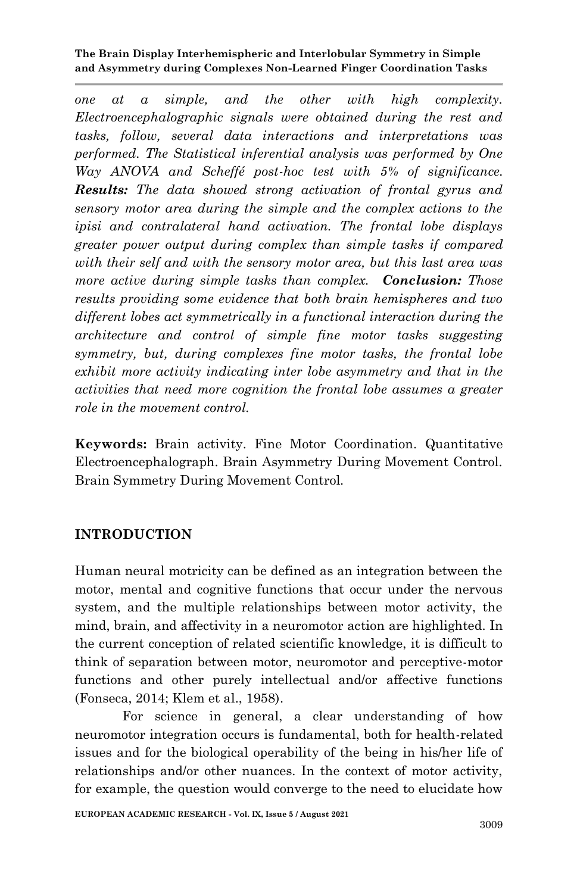*one at a simple, and the other with high complexity. Electroencephalographic signals were obtained during the rest and tasks, follow, several data interactions and interpretations was performed. The Statistical inferential analysis was performed by One Way ANOVA and Scheffé post-hoc test with 5% of significance.* ***Results:*** *The data showed strong activation of frontal gyrus and sensory motor area during the simple and the complex actions to the ipisi and contralateral hand activation. The frontal lobe displays greater power output during complex than simple tasks if compared with their self and with the sensory motor area, but this last area was more active during simple tasks than complex.* ***Conclusion:*** *Those results providing some evidence that both brain hemispheres and two different lobes act symmetrically in a functional interaction during the architecture and control of simple fine motor tasks suggesting symmetry, but, during complexes fine motor tasks, the frontal lobe exhibit more activity indicating inter lobe asymmetry and that in the activities that need more cognition the frontal lobe assumes a greater role in the movement control.*

**Keywords:** Brain activity. Fine Motor Coordination. Quantitative Electroencephalograph. Brain Asymmetry During Movement Control. Brain Symmetry During Movement Control.

## INTRODUCTION

Human neural motricity can be defined as an integration between the motor, mental and cognitive functions that occur under the nervous system, and the multiple relationships between motor activity, the mind, brain, and affectivity in a neuromotor action are highlighted. In the current conception of related scientific knowledge, it is difficult to think of separation between motor, neuromotor and perceptive-motor functions and other purely intellectual and/or affective functions (Fonseca, 2014; Klem et al., 1958).

For science in general, a clear understanding of how neuromotor integration occurs is fundamental, both for health-related issues and for the biological operability of the being in his/her life of relationships and/or other nuances. In the context of motor activity, for example, the question would converge to the need to elucidate how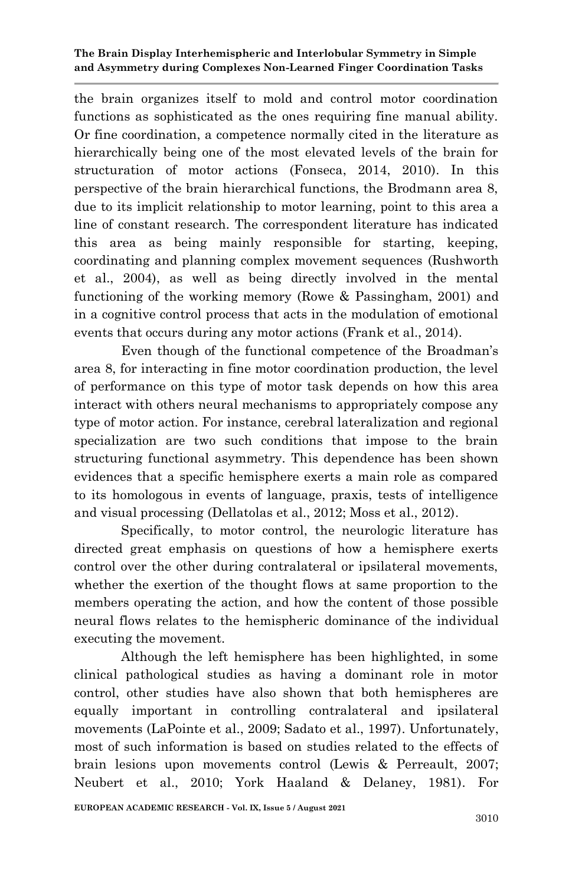the brain organizes itself to mold and control motor coordination functions as sophisticated as the ones requiring fine manual ability. Or fine coordination, a competence normally cited in the literature as hierarchically being one of the most elevated levels of the brain for structuration of motor actions (Fonseca, 2014, 2010). In this perspective of the brain hierarchical functions, the Brodmann area 8, due to its implicit relationship to motor learning, point to this area a line of constant research. The correspondent literature has indicated this area as being mainly responsible for starting, keeping, coordinating and planning complex movement sequences (Rushworth et al., 2004), as well as being directly involved in the mental functioning of the working memory (Rowe & Passingham, 2001) and in a cognitive control process that acts in the modulation of emotional events that occurs during any motor actions (Frank et al., 2014).

Even though of the functional competence of the Broadman's area 8, for interacting in fine motor coordination production, the level of performance on this type of motor task depends on how this area interact with others neural mechanisms to appropriately compose any type of motor action. For instance, cerebral lateralization and regional specialization are two such conditions that impose to the brain structuring functional asymmetry. This dependence has been shown evidences that a specific hemisphere exerts a main role as compared to its homologous in events of language, praxis, tests of intelligence and visual processing (Dellatolas et al., 2012; Moss et al., 2012).

Specifically, to motor control, the neurologic literature has directed great emphasis on questions of how a hemisphere exerts control over the other during contralateral or ipsilateral movements, whether the exertion of the thought flows at same proportion to the members operating the action, and how the content of those possible neural flows relates to the hemispheric dominance of the individual executing the movement.

Although the left hemisphere has been highlighted, in some clinical pathological studies as having a dominant role in motor control, other studies have also shown that both hemispheres are equally important in controlling contralateral and ipsilateral movements (LaPointe et al., 2009; Sadato et al., 1997). Unfortunately, most of such information is based on studies related to the effects of brain lesions upon movements control (Lewis & Perreault, 2007; Neubert et al., 2010; York Haaland & Delaney, 1981). For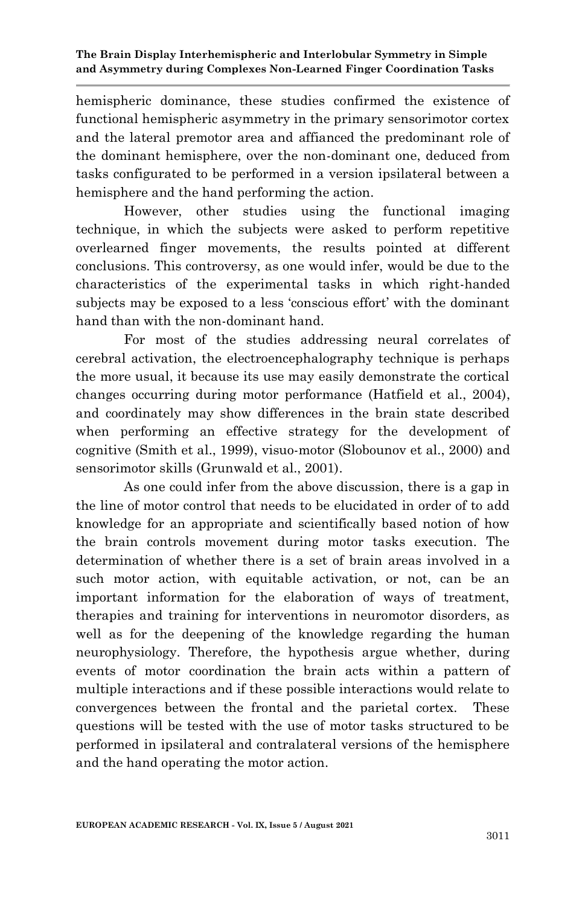hemispheric dominance, these studies confirmed the existence of functional hemispheric asymmetry in the primary sensorimotor cortex and the lateral premotor area and affianced the predominant role of the dominant hemisphere, over the non-dominant one, deduced from tasks configurated to be performed in a version ipsilateral between a hemisphere and the hand performing the action.

However, other studies using the functional imaging technique, in which the subjects were asked to perform repetitive overlearned finger movements, the results pointed at different conclusions. This controversy, as one would infer, would be due to the characteristics of the experimental tasks in which right-handed subjects may be exposed to a less 'conscious effort' with the dominant hand than with the non-dominant hand.

For most of the studies addressing neural correlates of cerebral activation, the electroencephalography technique is perhaps the more usual, it because its use may easily demonstrate the cortical changes occurring during motor performance (Hatfield et al., 2004), and coordinately may show differences in the brain state described when performing an effective strategy for the development of cognitive (Smith et al., 1999), visuo-motor (Slobounov et al., 2000) and sensorimotor skills (Grunwald et al., 2001).

As one could infer from the above discussion, there is a gap in the line of motor control that needs to be elucidated in order of to add knowledge for an appropriate and scientifically based notion of how the brain controls movement during motor tasks execution. The determination of whether there is a set of brain areas involved in a such motor action, with equitable activation, or not, can be an important information for the elaboration of ways of treatment, therapies and training for interventions in neuromotor disorders, as well as for the deepening of the knowledge regarding the human neurophysiology. Therefore, the hypothesis argue whether, during events of motor coordination the brain acts within a pattern of multiple interactions and if these possible interactions would relate to convergences between the frontal and the parietal cortex. These questions will be tested with the use of motor tasks structured to be performed in ipsilateral and contralateral versions of the hemisphere and the hand operating the motor action.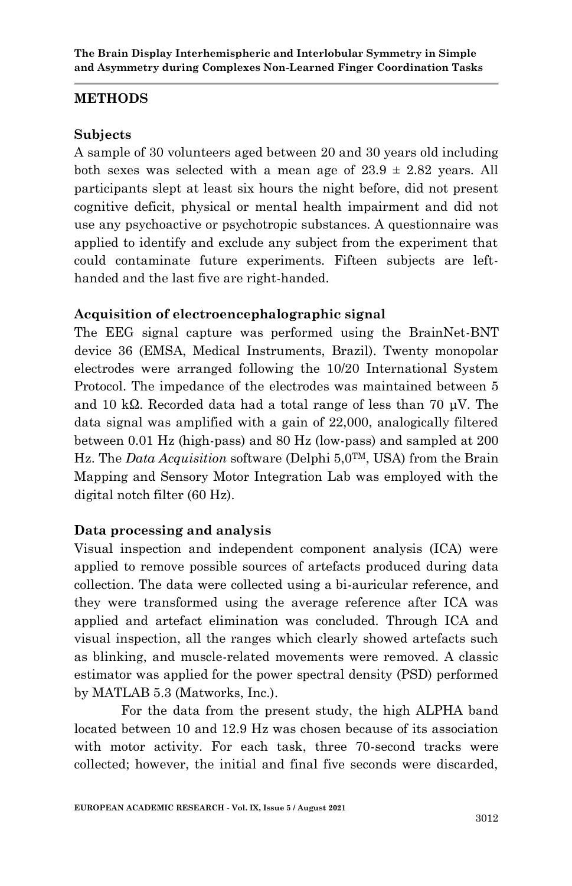## METHODS

### Subjects

A sample of 30 volunteers aged between 20 and 30 years old including both sexes was selected with a mean age of 23.9 ± 2.82 years. All participants slept at least six hours the night before, did not present cognitive deficit, physical or mental health impairment and did not use any psychoactive or psychotropic substances. A questionnaire was applied to identify and exclude any subject from the experiment that could contaminate future experiments. Fifteen subjects are left-handed and the last five are right-handed.

### Acquisition of electroencephalographic signal

The EEG signal capture was performed using the BrainNet-BNT device 36 (EMSA, Medical Instruments, Brazil). Twenty monopolar electrodes were arranged following the 10/20 International System Protocol. The impedance of the electrodes was maintained between 5 and 10 kΩ. Recorded data had a total range of less than 70 µV. The data signal was amplified with a gain of 22,000, analogically filtered between 0.01 Hz (high-pass) and 80 Hz (low-pass) and sampled at 200 Hz. The *Data Acquisition* software (Delphi 5,0™, USA) from the Brain Mapping and Sensory Motor Integration Lab was employed with the digital notch filter (60 Hz).

### Data processing and analysis

Visual inspection and independent component analysis (ICA) were applied to remove possible sources of artefacts produced during data collection. The data were collected using a bi-auricular reference, and they were transformed using the average reference after ICA was applied and artefact elimination was concluded. Through ICA and visual inspection, all the ranges which clearly showed artefacts such as blinking, and muscle-related movements were removed. A classic estimator was applied for the power spectral density (PSD) performed by MATLAB 5.3 (Matworks, Inc.).

For the data from the present study, the high ALPHA band located between 10 and 12.9 Hz was chosen because of its association with motor activity. For each task, three 70-second tracks were collected; however, the initial and final five seconds were discarded,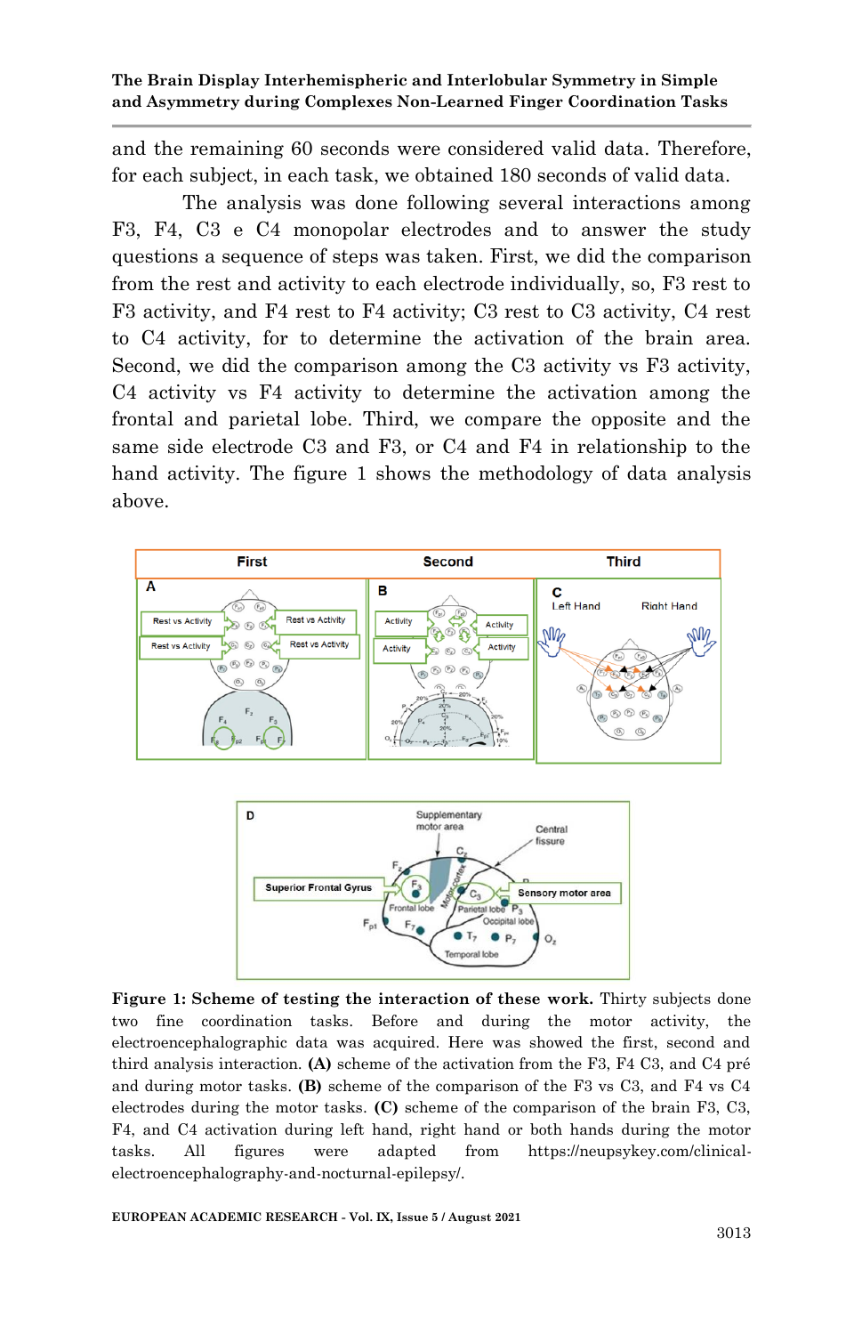and the remaining 60 seconds were considered valid data. Therefore, for each subject, in each task, we obtained 180 seconds of valid data.

The analysis was done following several interactions among F3, F4, C3 e C4 monopolar electrodes and to answer the study questions a sequence of steps was taken. First, we did the comparison from the rest and activity to each electrode individually, so, F3 rest to F3 activity, and F4 rest to F4 activity; C3 rest to C3 activity, C4 rest to C4 activity, for to determine the activation of the brain area. Second, we did the comparison among the C3 activity vs F3 activity, C4 activity vs F4 activity to determine the activation among the frontal and parietal lobe. Third, we compare the opposite and the same side electrode C3 and F3, or C4 and F4 in relationship to the hand activity. The figure 1 shows the methodology of data analysis above.

**Figure 1: Scheme of testing the interaction of these work.** Thirty subjects done two fine coordination tasks. Before and during the motor activity, the electroencephalographic data was acquired. Here was showed the first, second and third analysis interaction. **(A)** scheme of the activation from the F3, F4 C3, and C4 pré and during motor tasks. **(B)** scheme of the comparison of the F3 vs C3, and F4 vs C4 electrodes during the motor tasks. **(C)** scheme of the comparison of the brain F3, C3, F4, and C4 activation during left hand, right hand or both hands during the motor tasks. All figures were adapted from https://neupsykey.com/clinical-electroencephalography-and-nocturnal-epilepsy/.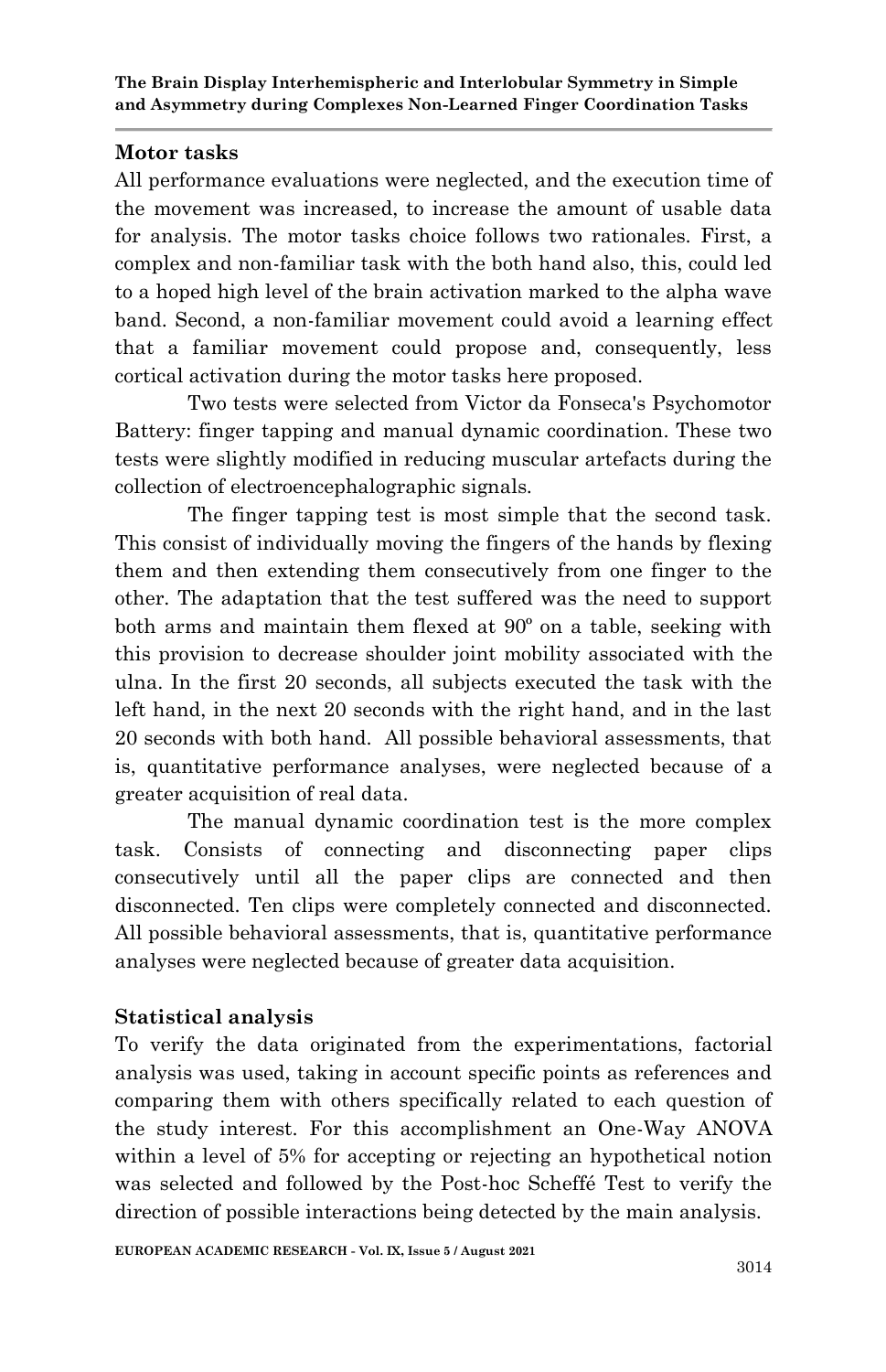## Motor tasks

All performance evaluations were neglected, and the execution time of the movement was increased, to increase the amount of usable data for analysis. The motor tasks choice follows two rationales. First, a complex and non-familiar task with the both hand also, this, could led to a hoped high level of the brain activation marked to the alpha wave band. Second, a non-familiar movement could avoid a learning effect that a familiar movement could propose and, consequently, less cortical activation during the motor tasks here proposed.

Two tests were selected from Victor da Fonseca's Psychomotor Battery: finger tapping and manual dynamic coordination. These two tests were slightly modified in reducing muscular artefacts during the collection of electroencephalographic signals.

The finger tapping test is most simple that the second task. This consist of individually moving the fingers of the hands by flexing them and then extending them consecutively from one finger to the other. The adaptation that the test suffered was the need to support both arms and maintain them flexed at 90º on a table, seeking with this provision to decrease shoulder joint mobility associated with the ulna. In the first 20 seconds, all subjects executed the task with the left hand, in the next 20 seconds with the right hand, and in the last 20 seconds with both hand. All possible behavioral assessments, that is, quantitative performance analyses, were neglected because of a greater acquisition of real data.

The manual dynamic coordination test is the more complex task. Consists of connecting and disconnecting paper clips consecutively until all the paper clips are connected and then disconnected. Ten clips were completely connected and disconnected. All possible behavioral assessments, that is, quantitative performance analyses were neglected because of greater data acquisition.

## Statistical analysis

To verify the data originated from the experimentations, factorial analysis was used, taking in account specific points as references and comparing them with others specifically related to each question of the study interest. For this accomplishment an One-Way ANOVA within a level of 5% for accepting or rejecting an hypothetical notion was selected and followed by the Post-hoc Scheffé Test to verify the direction of possible interactions being detected by the main analysis.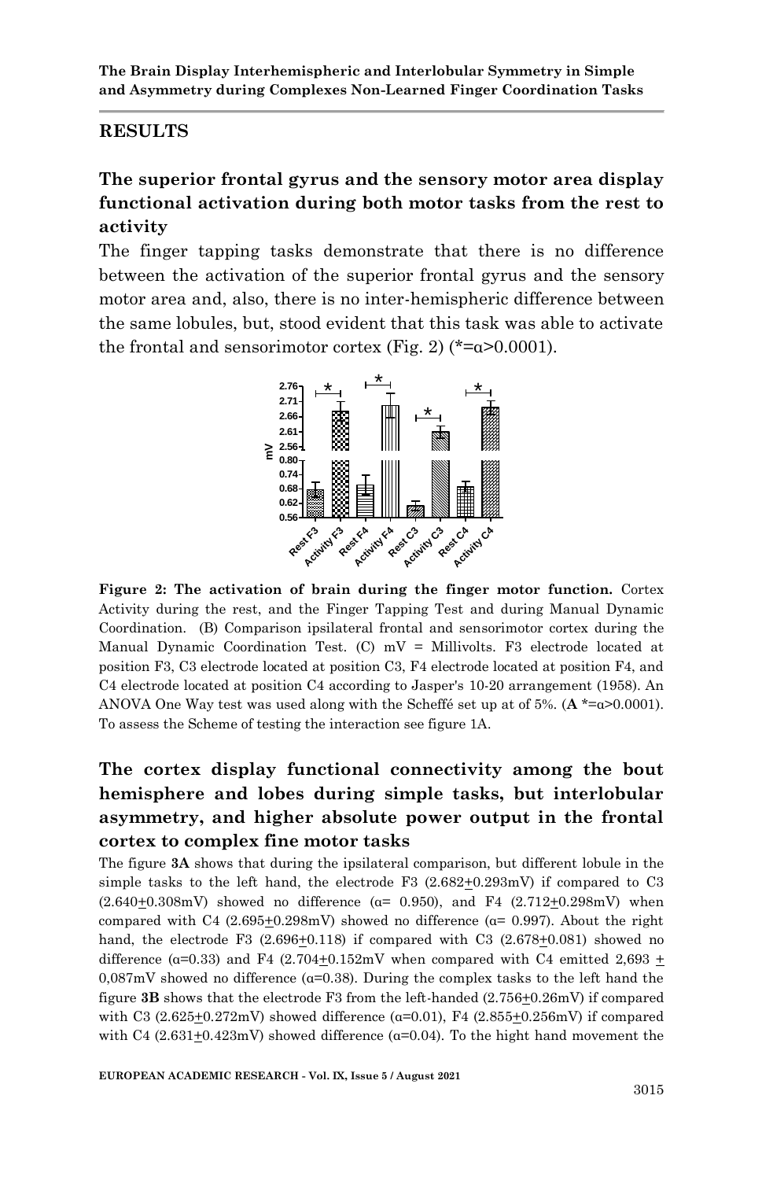## RESULTS

### The superior frontal gyrus and the sensory motor area display functional activation during both motor tasks from the rest to activity

The finger tapping tasks demonstrate that there is no difference between the activation of the superior frontal gyrus and the sensory motor area and, also, there is no inter-hemispheric difference between the same lobules, but, stood evident that this task was able to activate the frontal and sensorimotor cortex (Fig. 2) (*=α>0.0001).

**Figure 2: The activation of brain during the finger motor function.** Cortex Activity during the rest, and the Finger Tapping Test and during Manual Dynamic Coordination. (B) Comparison ipsilateral frontal and sensorimotor cortex during the Manual Dynamic Coordination Test. (C) mV = Millivolts. F3 electrode located at position F3, C3 electrode located at position C3, F4 electrode located at position F4, and C4 electrode located at position C4 according to Jasper's 10-20 arrangement (1958). An ANOVA One Way test was used along with the Scheffé set up at of 5%. (**A** *=α>0.0001). To assess the Scheme of testing the interaction see figure 1A.

### The cortex display functional connectivity among the bout hemisphere and lobes during simple tasks, but interlobular asymmetry, and higher absolute power output in the frontal cortex to complex fine motor tasks

The figure **3A** shows that during the ipsilateral comparison, but different lobule in the simple tasks to the left hand, the electrode F3 (2.682±0.293mV) if compared to C3 (2.640±0.308mV) showed no difference (α= 0.950), and F4 (2.712±0.298mV) when compared with C4 (2.695±0.298mV) showed no difference (α= 0.997). About the right hand, the electrode F3 (2.696±0.118) if compared with C3 (2.678±0.081) showed no difference (α=0.33) and F4 (2.704±0.152mV when compared with C4 emitted 2,693 ± 0,087mV showed no difference (α=0.38). During the complex tasks to the left hand the figure **3B** shows that the electrode F3 from the left-handed (2.756±0.26mV) if compared with C3 (2.625±0.272mV) showed difference (α=0.01), F4 (2.855±0.256mV) if compared with C4 (2.631±0.423mV) showed difference (α=0.04). To the hight hand movement the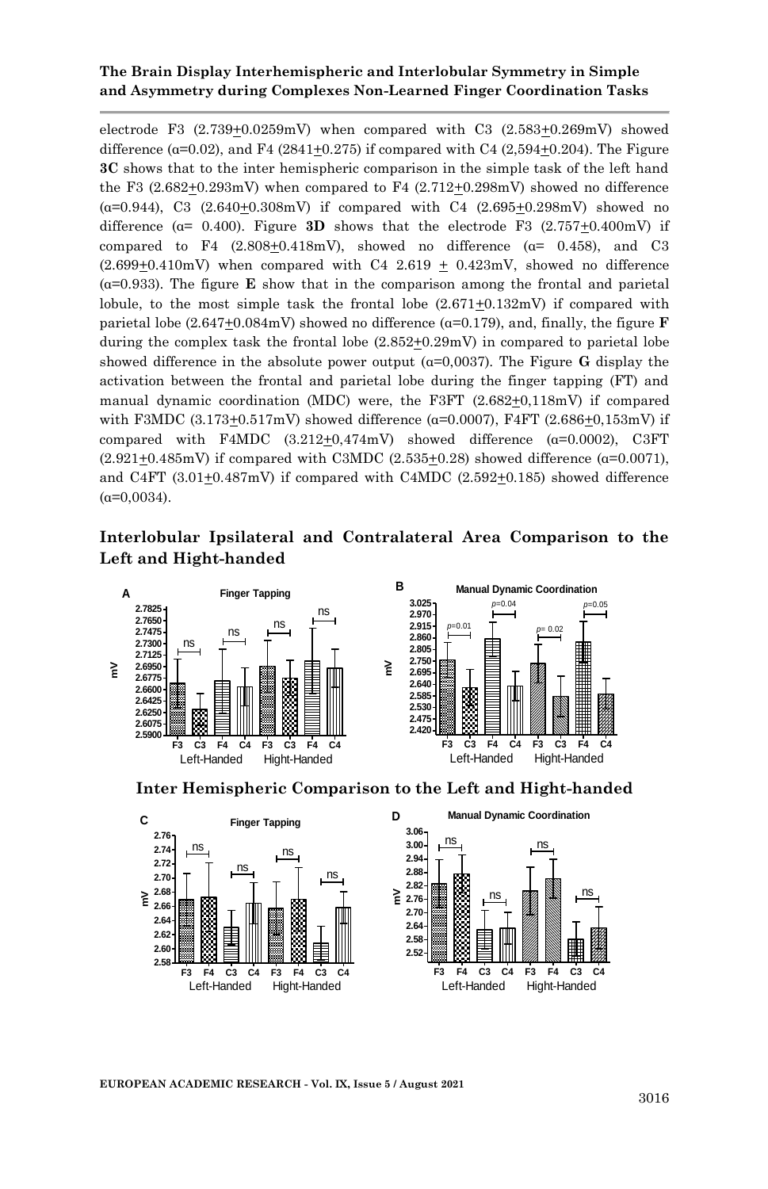electrode F3 (2.739+0.0259mV) when compared with C3 (2.583+0.269mV) showed difference (α=0.02), and F4 (2841+0.275) if compared with C4 (2,594+0.204). The Figure **3C** shows that to the inter hemispheric comparison in the simple task of the left hand the F3 (2.682+0.293mV) when compared to F4 (2.712+0.298mV) showed no difference (α=0.944), C3 (2.640+0.308mV) if compared with C4 (2.695+0.298mV) showed no difference (α= 0.400). Figure **3D** shows that the electrode F3 (2.757+0.400mV) if compared to F4 (2.808+0.418mV), showed no difference (α= 0.458), and C3 (2.699+0.410mV) when compared with C4 2.619 + 0.423mV, showed no difference (α=0.933). The figure **E** show that in the comparison among the frontal and parietal lobule, to the most simple task the frontal lobe (2.671+0.132mV) if compared with parietal lobe (2.647+0.084mV) showed no difference (α=0.179), and, finally, the figure **F** during the complex task the frontal lobe (2.852+0.29mV) in compared to parietal lobe showed difference in the absolute power output (α=0,0037). The Figure **G** display the activation between the frontal and parietal lobe during the finger tapping (FT) and manual dynamic coordination (MDC) were, the F3FT (2.682+0,118mV) if compared with F3MDC (3.173+0.517mV) showed difference (α=0.0007), F4FT (2.686+0,153mV) if compared with F4MDC (3.212+0,474mV) showed difference (α=0.0002), C3FT (2.921+0.485mV) if compared with C3MDC (2.535+0.28) showed difference (α=0.0071), and C4FT (3.01+0.487mV) if compared with C4MDC (2.592+0.185) showed difference (α=0,0034).

## Interlobular Ipsilateral and Contralateral Area Comparison to the Left and Hight-handed

## Inter Hemispheric Comparison to the Left and Hight-handed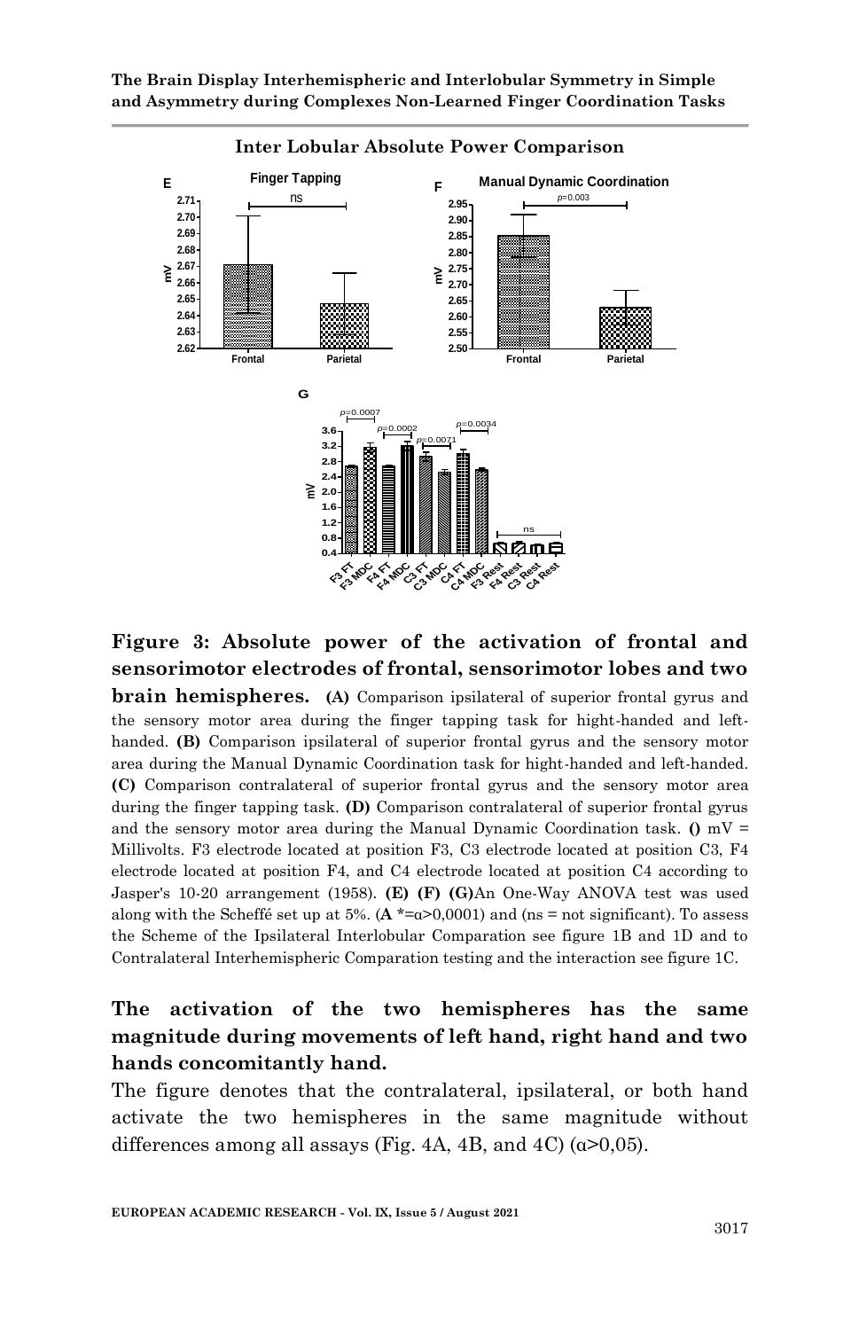**Inter Lobular Absolute Power Comparison**

**Figure 3: Absolute power of the activation of frontal and sensorimotor electrodes of frontal, sensorimotor lobes and two brain hemispheres.** **(A)** Comparison ipsilateral of superior frontal gyrus and the sensory motor area during the finger tapping task for hight-handed and left-handed. **(B)** Comparison ipsilateral of superior frontal gyrus and the sensory motor area during the Manual Dynamic Coordination task for hight-handed and left-handed. **(C)** Comparison contralateral of superior frontal gyrus and the sensory motor area during the finger tapping task. **(D)** Comparison contralateral of superior frontal gyrus and the sensory motor area during the Manual Dynamic Coordination task. **()** mV = Millivolts. F3 electrode located at position F3, C3 electrode located at position C3, F4 electrode located at position F4, and C4 electrode located at position C4 according to Jasper's 10-20 arrangement (1958). **(E) (F) (G)**An One-Way ANOVA test was used along with the Scheffé set up at 5%. (**A** *=α>0,0001) and (ns = not significant). To assess the Scheme of the Ipsilateral Interlobular Comparation see figure 1B and 1D and to Contralateral Interhemispheric Comparation testing and the interaction see figure 1C.

## The activation of the two hemispheres has the same magnitude during movements of left hand, right hand and two hands concomitantly hand.

The figure denotes that the contralateral, ipsilateral, or both hand activate the two hemispheres in the same magnitude without differences among all assays (Fig. 4A, 4B, and 4C) (α>0,05).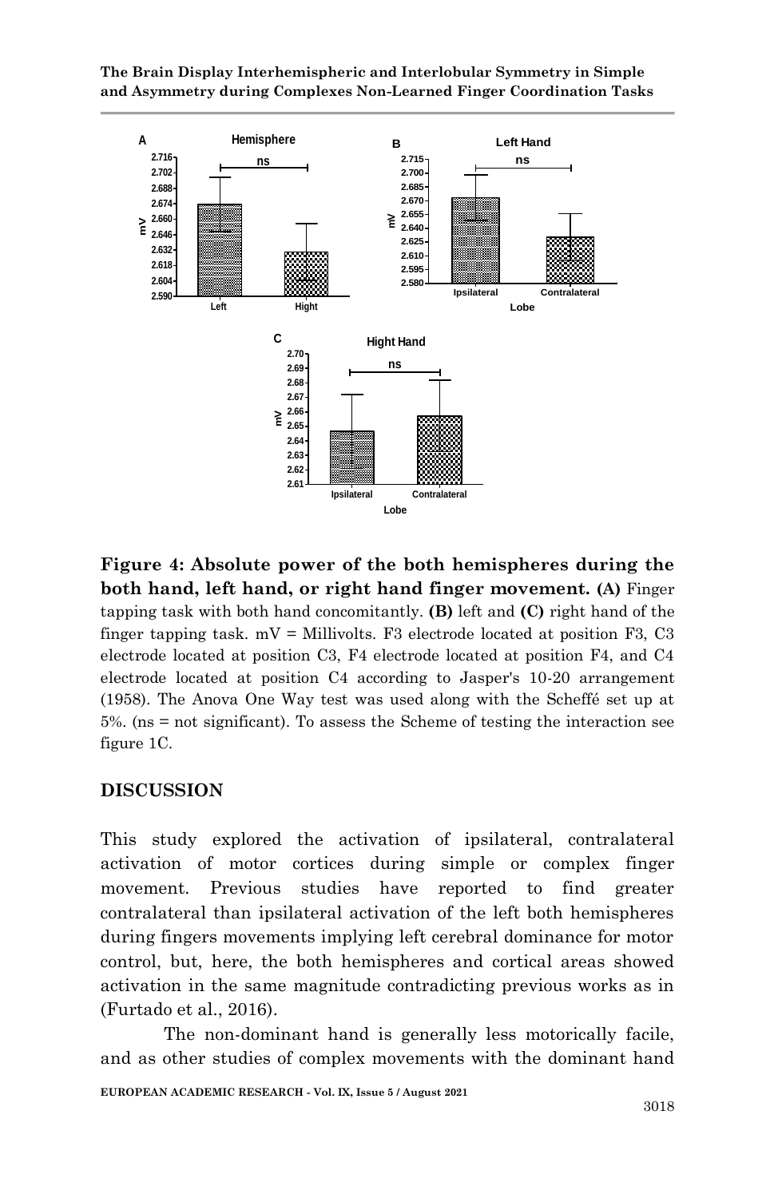**Figure 4: Absolute power of the both hemispheres during the both hand, left hand, or right hand finger movement. (A)** Finger tapping task with both hand concomitantly. **(B)** left and **(C)** right hand of the finger tapping task. mV = Millivolts. F3 electrode located at position F3, C3 electrode located at position C3, F4 electrode located at position F4, and C4 electrode located at position C4 according to Jasper's 10-20 arrangement (1958). The Anova One Way test was used along with the Scheffé set up at 5%. (ns = not significant). To assess the Scheme of testing the interaction see figure 1C.

## DISCUSSION

This study explored the activation of ipsilateral, contralateral activation of motor cortices during simple or complex finger movement. Previous studies have reported to find greater contralateral than ipsilateral activation of the left both hemispheres during fingers movements implying left cerebral dominance for motor control, but, here, the both hemispheres and cortical areas showed activation in the same magnitude contradicting previous works as in (Furtado et al., 2016).

The non-dominant hand is generally less motorically facile, and as other studies of complex movements with the dominant hand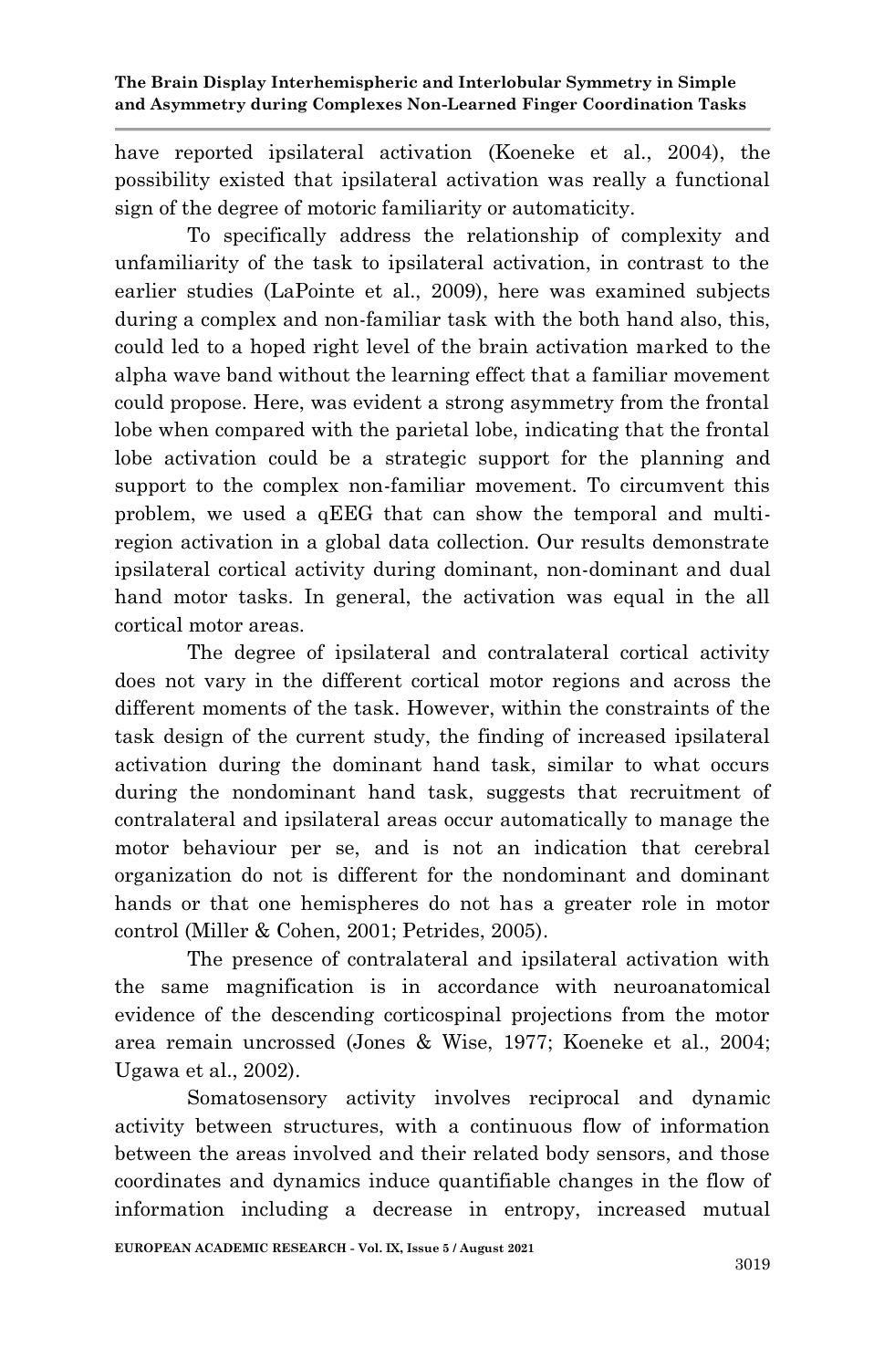have reported ipsilateral activation (Koeneke et al., 2004), the possibility existed that ipsilateral activation was really a functional sign of the degree of motoric familiarity or automaticity.

To specifically address the relationship of complexity and unfamiliarity of the task to ipsilateral activation, in contrast to the earlier studies (LaPointe et al., 2009), here was examined subjects during a complex and non-familiar task with the both hand also, this, could led to a hoped right level of the brain activation marked to the alpha wave band without the learning effect that a familiar movement could propose. Here, was evident a strong asymmetry from the frontal lobe when compared with the parietal lobe, indicating that the frontal lobe activation could be a strategic support for the planning and support to the complex non-familiar movement. To circumvent this problem, we used a qEEG that can show the temporal and multi-region activation in a global data collection. Our results demonstrate ipsilateral cortical activity during dominant, non-dominant and dual hand motor tasks. In general, the activation was equal in the all cortical motor areas.

The degree of ipsilateral and contralateral cortical activity does not vary in the different cortical motor regions and across the different moments of the task. However, within the constraints of the task design of the current study, the finding of increased ipsilateral activation during the dominant hand task, similar to what occurs during the nondominant hand task, suggests that recruitment of contralateral and ipsilateral areas occur automatically to manage the motor behaviour per se, and is not an indication that cerebral organization do not is different for the nondominant and dominant hands or that one hemispheres do not has a greater role in motor control (Miller & Cohen, 2001; Petrides, 2005).

The presence of contralateral and ipsilateral activation with the same magnification is in accordance with neuroanatomical evidence of the descending corticospinal projections from the motor area remain uncrossed (Jones & Wise, 1977; Koeneke et al., 2004; Ugawa et al., 2002).

Somatosensory activity involves reciprocal and dynamic activity between structures, with a continuous flow of information between the areas involved and their related body sensors, and those coordinates and dynamics induce quantifiable changes in the flow of information including a decrease in entropy, increased mutual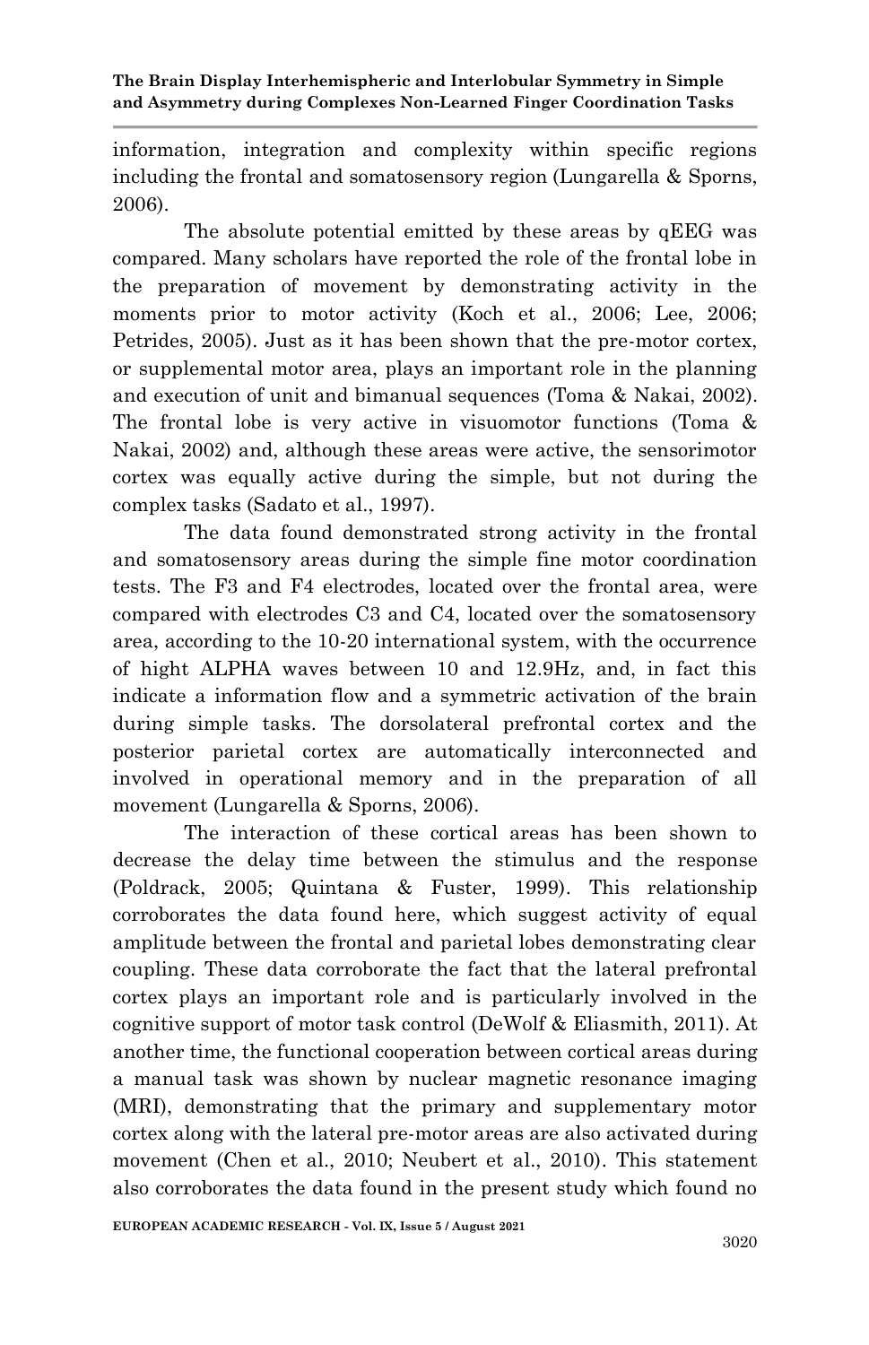information, integration and complexity within specific regions including the frontal and somatosensory region (Lungarella & Sporns, 2006).

The absolute potential emitted by these areas by qEEG was compared. Many scholars have reported the role of the frontal lobe in the preparation of movement by demonstrating activity in the moments prior to motor activity (Koch et al., 2006; Lee, 2006; Petrides, 2005). Just as it has been shown that the pre-motor cortex, or supplemental motor area, plays an important role in the planning and execution of unit and bimanual sequences (Toma & Nakai, 2002). The frontal lobe is very active in visuomotor functions (Toma & Nakai, 2002) and, although these areas were active, the sensorimotor cortex was equally active during the simple, but not during the complex tasks (Sadato et al., 1997).

The data found demonstrated strong activity in the frontal and somatosensory areas during the simple fine motor coordination tests. The F3 and F4 electrodes, located over the frontal area, were compared with electrodes C3 and C4, located over the somatosensory area, according to the 10-20 international system, with the occurrence of hight ALPHA waves between 10 and 12.9Hz, and, in fact this indicate a information flow and a symmetric activation of the brain during simple tasks. The dorsolateral prefrontal cortex and the posterior parietal cortex are automatically interconnected and involved in operational memory and in the preparation of all movement (Lungarella & Sporns, 2006).

The interaction of these cortical areas has been shown to decrease the delay time between the stimulus and the response (Poldrack, 2005; Quintana & Fuster, 1999). This relationship corroborates the data found here, which suggest activity of equal amplitude between the frontal and parietal lobes demonstrating clear coupling. These data corroborate the fact that the lateral prefrontal cortex plays an important role and is particularly involved in the cognitive support of motor task control (DeWolf & Eliasmith, 2011). At another time, the functional cooperation between cortical areas during a manual task was shown by nuclear magnetic resonance imaging (MRI), demonstrating that the primary and supplementary motor cortex along with the lateral pre-motor areas are also activated during movement (Chen et al., 2010; Neubert et al., 2010). This statement also corroborates the data found in the present study which found no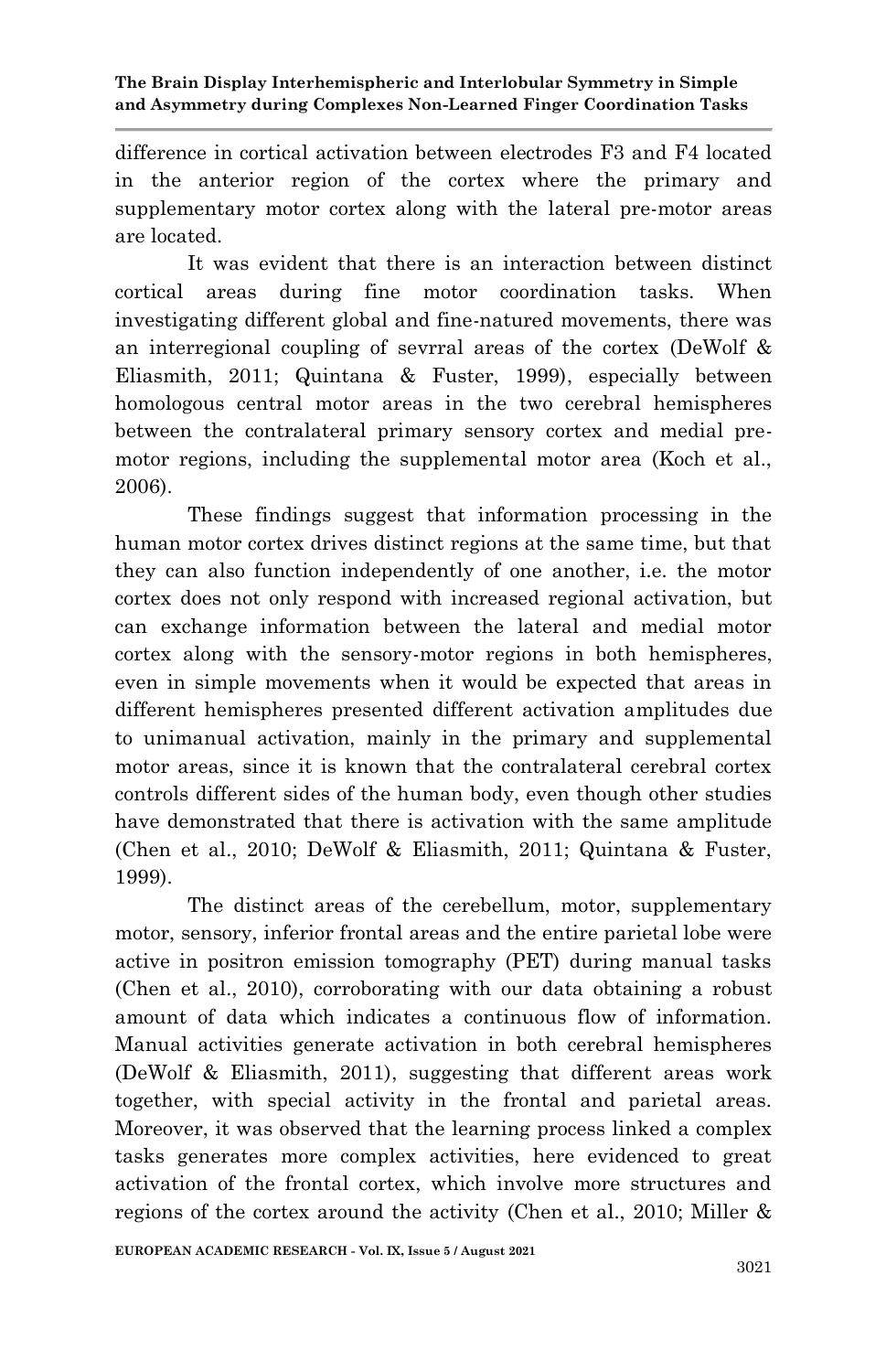difference in cortical activation between electrodes F3 and F4 located in the anterior region of the cortex where the primary and supplementary motor cortex along with the lateral pre-motor areas are located.

It was evident that there is an interaction between distinct cortical areas during fine motor coordination tasks. When investigating different global and fine-natured movements, there was an interregional coupling of sevrral areas of the cortex (DeWolf & Eliasmith, 2011; Quintana & Fuster, 1999), especially between homologous central motor areas in the two cerebral hemispheres between the contralateral primary sensory cortex and medial pre-motor regions, including the supplemental motor area (Koch et al., 2006).

These findings suggest that information processing in the human motor cortex drives distinct regions at the same time, but that they can also function independently of one another, i.e. the motor cortex does not only respond with increased regional activation, but can exchange information between the lateral and medial motor cortex along with the sensory-motor regions in both hemispheres, even in simple movements when it would be expected that areas in different hemispheres presented different activation amplitudes due to unimanual activation, mainly in the primary and supplemental motor areas, since it is known that the contralateral cerebral cortex controls different sides of the human body, even though other studies have demonstrated that there is activation with the same amplitude (Chen et al., 2010; DeWolf & Eliasmith, 2011; Quintana & Fuster, 1999).

The distinct areas of the cerebellum, motor, supplementary motor, sensory, inferior frontal areas and the entire parietal lobe were active in positron emission tomography (PET) during manual tasks (Chen et al., 2010), corroborating with our data obtaining a robust amount of data which indicates a continuous flow of information. Manual activities generate activation in both cerebral hemispheres (DeWolf & Eliasmith, 2011), suggesting that different areas work together, with special activity in the frontal and parietal areas. Moreover, it was observed that the learning process linked a complex tasks generates more complex activities, here evidenced to great activation of the frontal cortex, which involve more structures and regions of the cortex around the activity (Chen et al., 2010; Miller &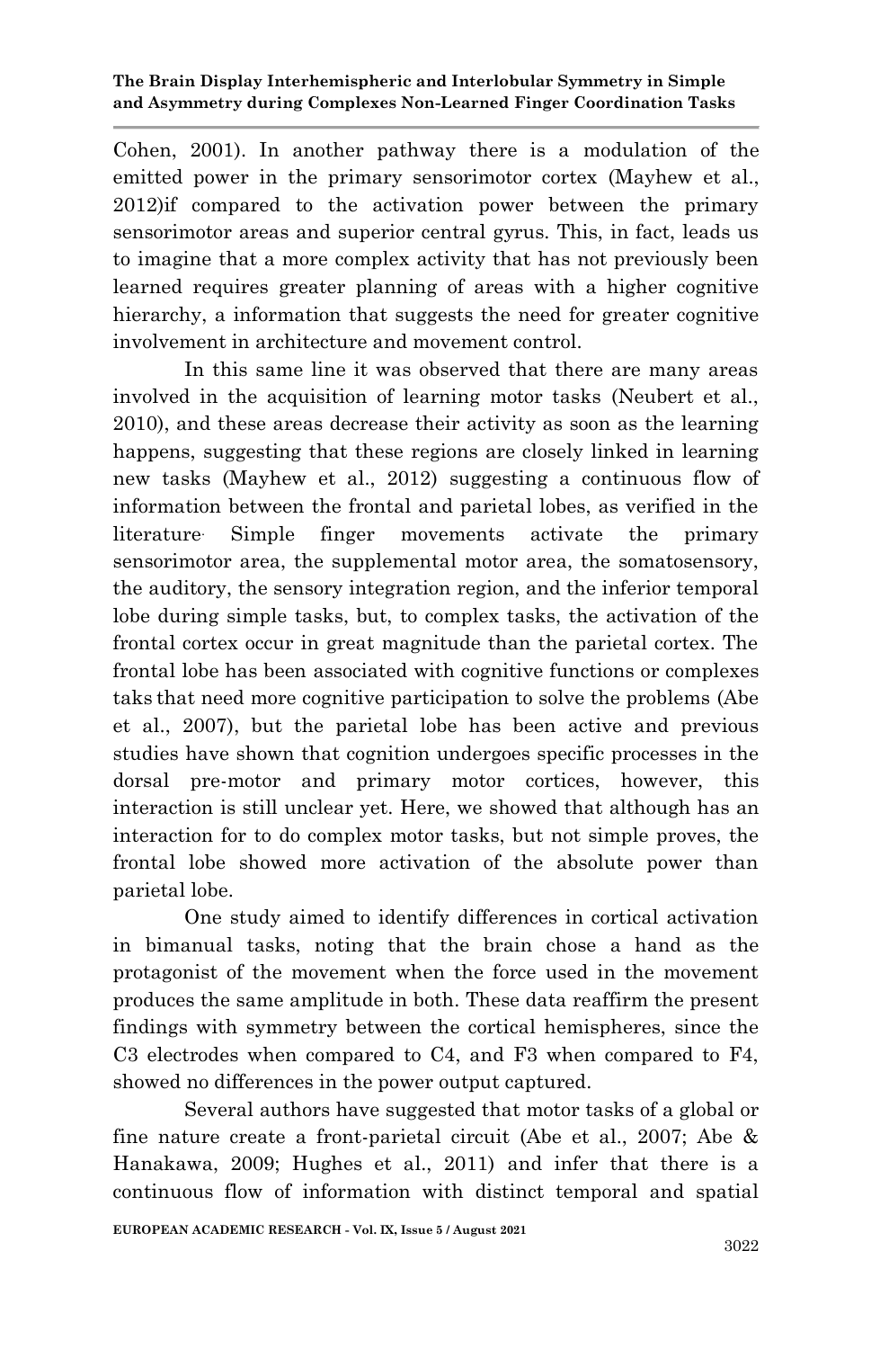Cohen, 2001). In another pathway there is a modulation of the emitted power in the primary sensorimotor cortex (Mayhew et al., 2012)if compared to the activation power between the primary sensorimotor areas and superior central gyrus. This, in fact, leads us to imagine that a more complex activity that has not previously been learned requires greater planning of areas with a higher cognitive hierarchy, a information that suggests the need for greater cognitive involvement in architecture and movement control.

In this same line it was observed that there are many areas involved in the acquisition of learning motor tasks (Neubert et al., 2010), and these areas decrease their activity as soon as the learning happens, suggesting that these regions are closely linked in learning new tasks (Mayhew et al., 2012) suggesting a continuous flow of information between the frontal and parietal lobes, as verified in the literature. Simple finger movements activate the primary sensorimotor area, the supplemental motor area, the somatosensory, the auditory, the sensory integration region, and the inferior temporal lobe during simple tasks, but, to complex tasks, the activation of the frontal cortex occur in great magnitude than the parietal cortex. The frontal lobe has been associated with cognitive functions or complexes taks that need more cognitive participation to solve the problems (Abe et al., 2007), but the parietal lobe has been active and previous studies have shown that cognition undergoes specific processes in the dorsal pre-motor and primary motor cortices, however, this interaction is still unclear yet. Here, we showed that although has an interaction for to do complex motor tasks, but not simple proves, the frontal lobe showed more activation of the absolute power than parietal lobe.

One study aimed to identify differences in cortical activation in bimanual tasks, noting that the brain chose a hand as the protagonist of the movement when the force used in the movement produces the same amplitude in both. These data reaffirm the present findings with symmetry between the cortical hemispheres, since the C3 electrodes when compared to C4, and F3 when compared to F4, showed no differences in the power output captured.

Several authors have suggested that motor tasks of a global or fine nature create a front-parietal circuit (Abe et al., 2007; Abe & Hanakawa, 2009; Hughes et al., 2011) and infer that there is a continuous flow of information with distinct temporal and spatial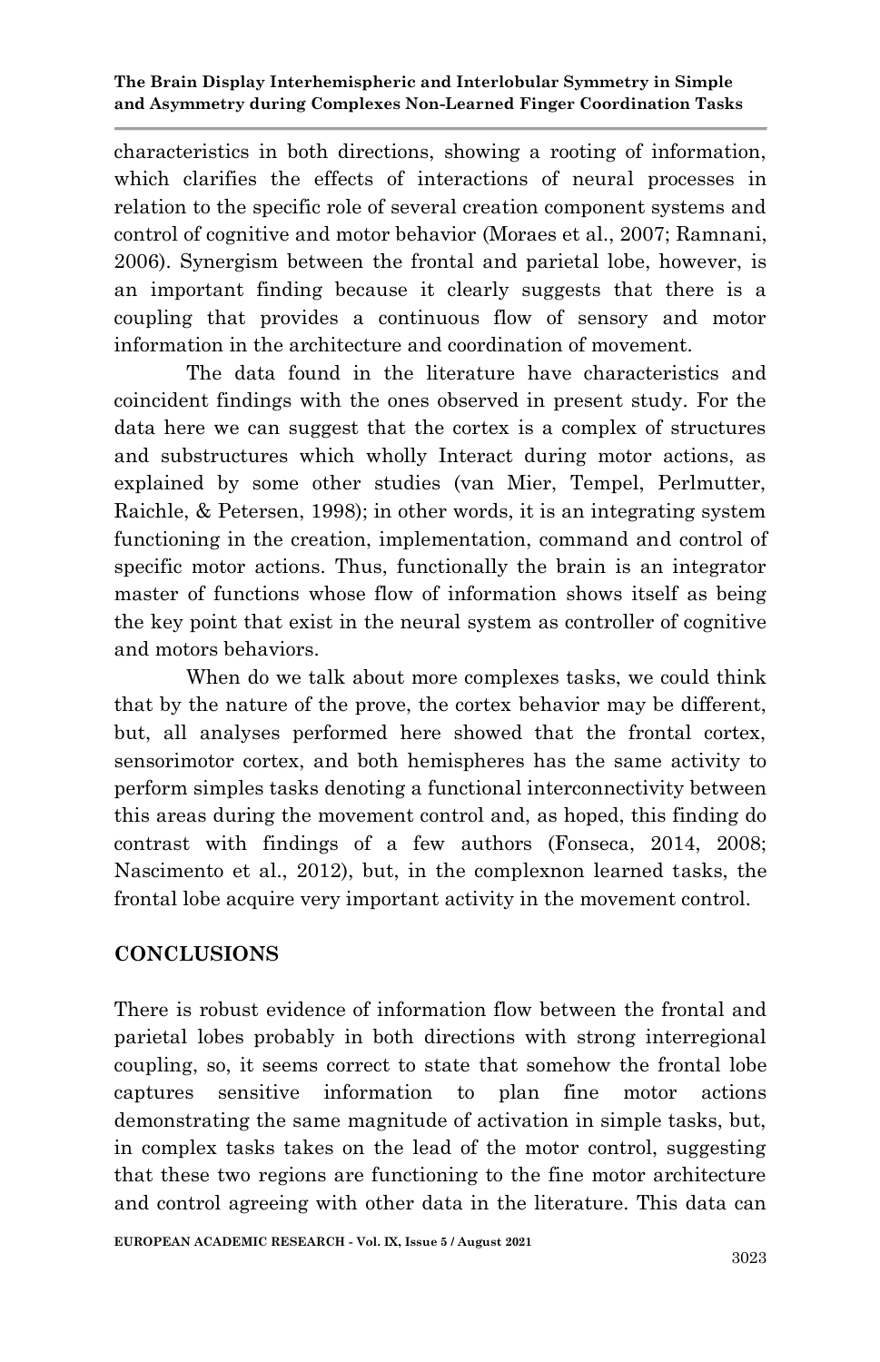characteristics in both directions, showing a rooting of information, which clarifies the effects of interactions of neural processes in relation to the specific role of several creation component systems and control of cognitive and motor behavior (Moraes et al., 2007; Ramnani, 2006). Synergism between the frontal and parietal lobe, however, is an important finding because it clearly suggests that there is a coupling that provides a continuous flow of sensory and motor information in the architecture and coordination of movement.

The data found in the literature have characteristics and coincident findings with the ones observed in present study. For the data here we can suggest that the cortex is a complex of structures and substructures which wholly Interact during motor actions, as explained by some other studies (van Mier, Tempel, Perlmutter, Raichle, & Petersen, 1998); in other words, it is an integrating system functioning in the creation, implementation, command and control of specific motor actions. Thus, functionally the brain is an integrator master of functions whose flow of information shows itself as being the key point that exist in the neural system as controller of cognitive and motors behaviors.

When do we talk about more complexes tasks, we could think that by the nature of the prove, the cortex behavior may be different, but, all analyses performed here showed that the frontal cortex, sensorimotor cortex, and both hemispheres has the same activity to perform simples tasks denoting a functional interconnectivity between this areas during the movement control and, as hoped, this finding do contrast with findings of a few authors (Fonseca, 2014, 2008; Nascimento et al., 2012), but, in the complexnon learned tasks, the frontal lobe acquire very important activity in the movement control.

## CONCLUSIONS

There is robust evidence of information flow between the frontal and parietal lobes probably in both directions with strong interregional coupling, so, it seems correct to state that somehow the frontal lobe captures sensitive information to plan fine motor actions demonstrating the same magnitude of activation in simple tasks, but, in complex tasks takes on the lead of the motor control, suggesting that these two regions are functioning to the fine motor architecture and control agreeing with other data in the literature. This data can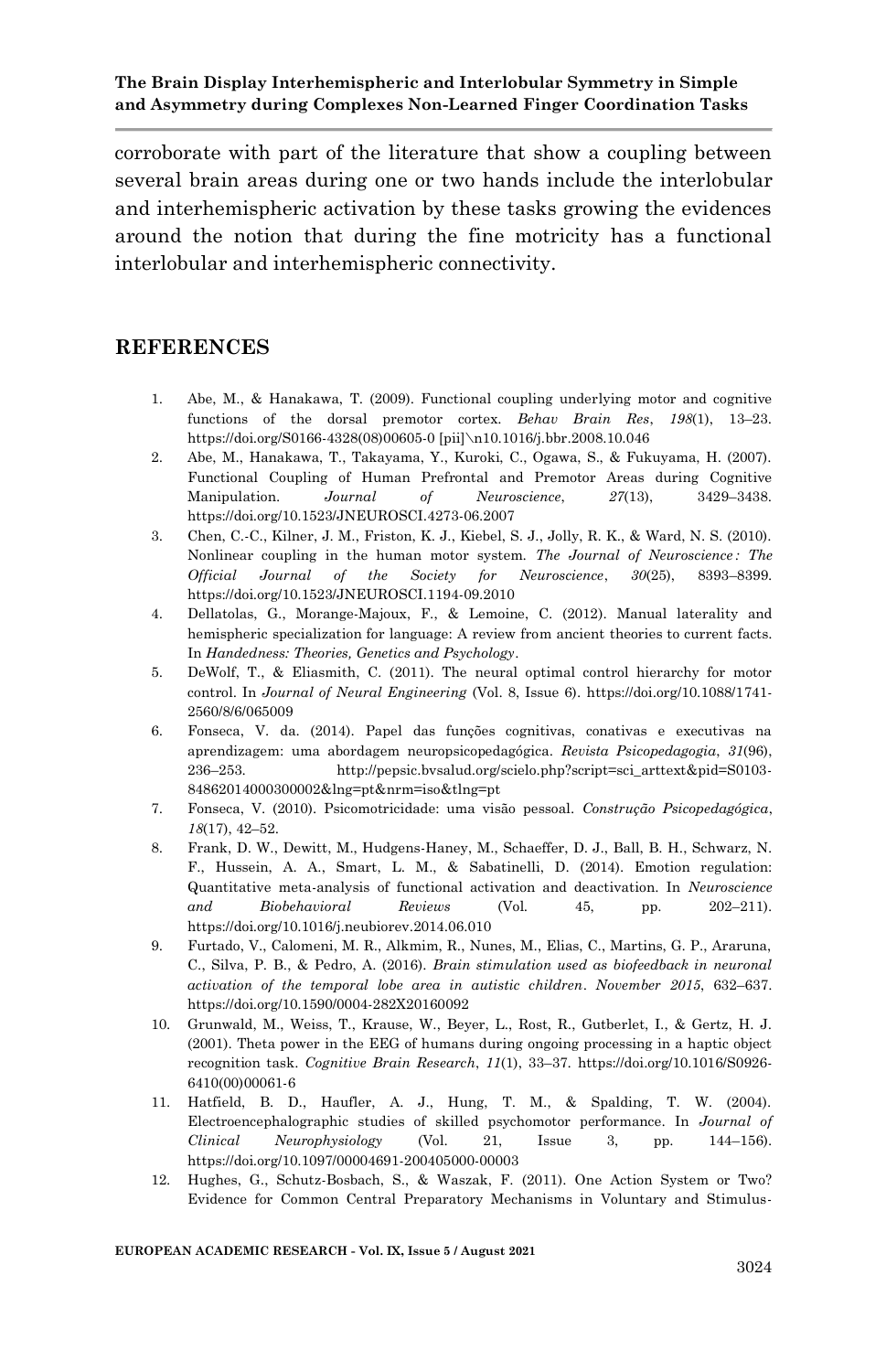corroborate with part of the literature that show a coupling between several brain areas during one or two hands include the interlobular and interhemispheric activation by these tasks growing the evidences around the notion that during the fine motricity has a functional interlobular and interhemispheric connectivity.

## REFERENCES

1. Abe, M., & Hanakawa, T. (2009). Functional coupling underlying motor and cognitive functions of the dorsal premotor cortex. *Behav Brain Res*, *198*(1), 13–23. https://doi.org/S0166-4328(08)00605-0 [pii]\n10.1016/j.bbr.2008.10.046
2. Abe, M., Hanakawa, T., Takayama, Y., Kuroki, C., Ogawa, S., & Fukuyama, H. (2007). Functional Coupling of Human Prefrontal and Premotor Areas during Cognitive Manipulation. *Journal of Neuroscience*, *27*(13), 3429–3438. https://doi.org/10.1523/JNEUROSCI.4273-06.2007
3. Chen, C.-C., Kilner, J. M., Friston, K. J., Kiebel, S. J., Jolly, R. K., & Ward, N. S. (2010). Nonlinear coupling in the human motor system. *The Journal of Neuroscience : The Official Journal of the Society for Neuroscience*, *30*(25), 8393–8399. https://doi.org/10.1523/JNEUROSCI.1194-09.2010
4. Dellatolas, G., Morange-Majoux, F., & Lemoine, C. (2012). Manual laterality and hemispheric specialization for language: A review from ancient theories to current facts. In *Handedness: Theories, Genetics and Psychology*.
5. DeWolf, T., & Eliasmith, C. (2011). The neural optimal control hierarchy for motor control. In *Journal of Neural Engineering* (Vol. 8, Issue 6). https://doi.org/10.1088/1741-2560/8/6/065009
6. Fonseca, V. da. (2014). Papel das funções cognitivas, conativas e executivas na aprendizagem: uma abordagem neuropsicopedagógica. *Revista Psicopedagogia*, *31*(96), 236–253. http://pepsic.bvsalud.org/scielo.php?script=sci_arttext&pid=S0103-84862014000300002&lng=pt&nrm=iso&tlng=pt
7. Fonseca, V. (2010). Psicomotricidade: uma visão pessoal. *Construção Psicopedagógica*, *18*(17), 42–52.
8. Frank, D. W., Dewitt, M., Hudgens-Haney, M., Schaeffer, D. J., Ball, B. H., Schwarz, N. F., Hussein, A. A., Smart, L. M., & Sabatinelli, D. (2014). Emotion regulation: Quantitative meta-analysis of functional activation and deactivation. In *Neuroscience and Biobehavioral Reviews* (Vol. 45, pp. 202–211). https://doi.org/10.1016/j.neubiorev.2014.06.010
9. Furtado, V., Calomeni, M. R., Alkmim, R., Nunes, M., Elias, C., Martins, G. P., Araruna, C., Silva, P. B., & Pedro, A. (2016). *Brain stimulation used as biofeedback in neuronal activation of the temporal lobe area in autistic children*. *November 2015*, 632–637. https://doi.org/10.1590/0004-282X20160092
10. Grunwald, M., Weiss, T., Krause, W., Beyer, L., Rost, R., Gutberlet, I., & Gertz, H. J. (2001). Theta power in the EEG of humans during ongoing processing in a haptic object recognition task. *Cognitive Brain Research*, *11*(1), 33–37. https://doi.org/10.1016/S0926-6410(00)00061-6
11. Hatfield, B. D., Haufler, A. J., Hung, T. M., & Spalding, T. W. (2004). Electroencephalographic studies of skilled psychomotor performance. In *Journal of Clinical Neurophysiology* (Vol. 21, Issue 3, pp. 144–156). https://doi.org/10.1097/00004691-200405000-00003
12. Hughes, G., Schutz-Bosbach, S., & Waszak, F. (2011). One Action System or Two? Evidence for Common Central Preparatory Mechanisms in Voluntary and Stimulus-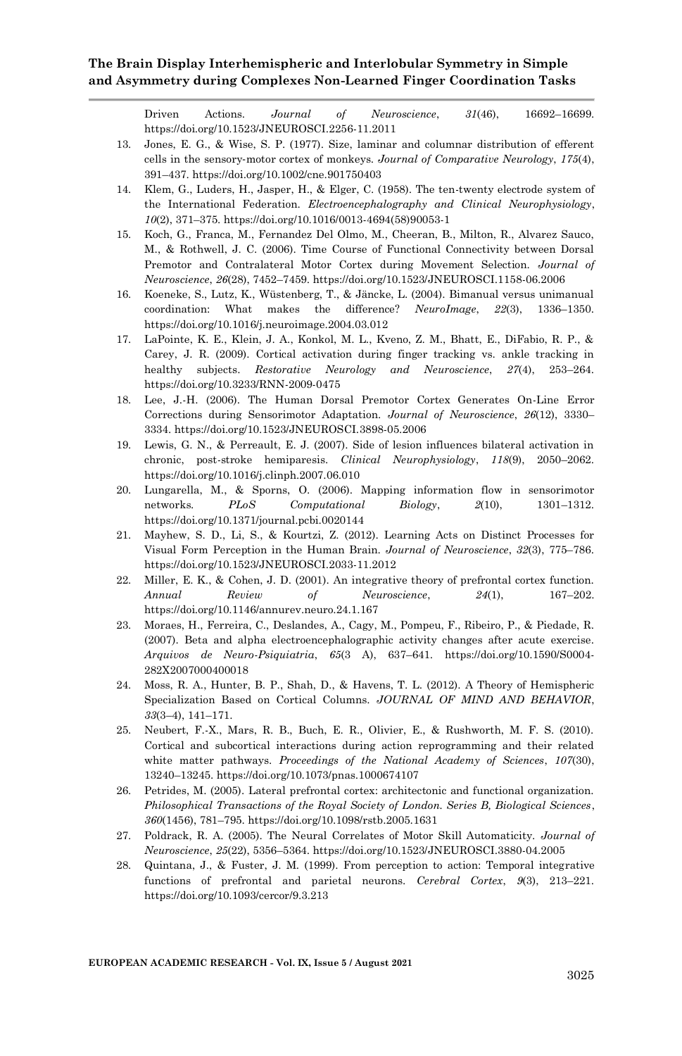Driven Actions. *Journal of Neuroscience*, *31*(46), 16692–16699. https://doi.org/10.1523/JNEUROSCI.2256-11.2011

13. Jones, E. G., & Wise, S. P. (1977). Size, laminar and columnar distribution of efferent cells in the sensory-motor cortex of monkeys. *Journal of Comparative Neurology*, *175*(4), 391–437. https://doi.org/10.1002/cne.901750403
14. Klem, G., Luders, H., Jasper, H., & Elger, C. (1958). The ten-twenty electrode system of the International Federation. *Electroencephalography and Clinical Neurophysiology*, *10*(2), 371–375. https://doi.org/10.1016/0013-4694(58)90053-1
15. Koch, G., Franca, M., Fernandez Del Olmo, M., Cheeran, B., Milton, R., Alvarez Sauco, M., & Rothwell, J. C. (2006). Time Course of Functional Connectivity between Dorsal Premotor and Contralateral Motor Cortex during Movement Selection. *Journal of Neuroscience*, *26*(28), 7452–7459. https://doi.org/10.1523/JNEUROSCI.1158-06.2006
16. Koeneke, S., Lutz, K., Wüstenberg, T., & Jäncke, L. (2004). Bimanual versus unimanual coordination: What makes the difference? *NeuroImage*, *22*(3), 1336–1350. https://doi.org/10.1016/j.neuroimage.2004.03.012
17. LaPointe, K. E., Klein, J. A., Konkol, M. L., Kveno, Z. M., Bhatt, E., DiFabio, R. P., & Carey, J. R. (2009). Cortical activation during finger tracking vs. ankle tracking in healthy subjects. *Restorative Neurology and Neuroscience*, *27*(4), 253–264. https://doi.org/10.3233/RNN-2009-0475
18. Lee, J.-H. (2006). The Human Dorsal Premotor Cortex Generates On-Line Error Corrections during Sensorimotor Adaptation. *Journal of Neuroscience*, *26*(12), 3330–3334. https://doi.org/10.1523/JNEUROSCI.3898-05.2006
19. Lewis, G. N., & Perreault, E. J. (2007). Side of lesion influences bilateral activation in chronic, post-stroke hemiparesis. *Clinical Neurophysiology*, *118*(9), 2050–2062. https://doi.org/10.1016/j.clinph.2007.06.010
20. Lungarella, M., & Sporns, O. (2006). Mapping information flow in sensorimotor networks. *PLoS Computational Biology*, *2*(10), 1301–1312. https://doi.org/10.1371/journal.pcbi.0020144
21. Mayhew, S. D., Li, S., & Kourtzi, Z. (2012). Learning Acts on Distinct Processes for Visual Form Perception in the Human Brain. *Journal of Neuroscience*, *32*(3), 775–786. https://doi.org/10.1523/JNEUROSCI.2033-11.2012
22. Miller, E. K., & Cohen, J. D. (2001). An integrative theory of prefrontal cortex function. *Annual Review of Neuroscience*, *24*(1), 167–202. https://doi.org/10.1146/annurev.neuro.24.1.167
23. Moraes, H., Ferreira, C., Deslandes, A., Cagy, M., Pompeu, F., Ribeiro, P., & Piedade, R. (2007). Beta and alpha electroencephalographic activity changes after acute exercise. *Arquivos de Neuro-Psiquiatria*, *65*(3 A), 637–641. https://doi.org/10.1590/S0004-282X2007000400018
24. Moss, R. A., Hunter, B. P., Shah, D., & Havens, T. L. (2012). A Theory of Hemispheric Specialization Based on Cortical Columns. *JOURNAL OF MIND AND BEHAVIOR*, *33*(3–4), 141–171.
25. Neubert, F.-X., Mars, R. B., Buch, E. R., Olivier, E., & Rushworth, M. F. S. (2010). Cortical and subcortical interactions during action reprogramming and their related white matter pathways. *Proceedings of the National Academy of Sciences*, *107*(30), 13240–13245. https://doi.org/10.1073/pnas.1000674107
26. Petrides, M. (2005). Lateral prefrontal cortex: architectonic and functional organization. *Philosophical Transactions of the Royal Society of London. Series B, Biological Sciences*, *360*(1456), 781–795. https://doi.org/10.1098/rstb.2005.1631
27. Poldrack, R. A. (2005). The Neural Correlates of Motor Skill Automaticity. *Journal of Neuroscience*, *25*(22), 5356–5364. https://doi.org/10.1523/JNEUROSCI.3880-04.2005
28. Quintana, J., & Fuster, J. M. (1999). From perception to action: Temporal integrative functions of prefrontal and parietal neurons. *Cerebral Cortex*, *9*(3), 213–221. https://doi.org/10.1093/cercor/9.3.213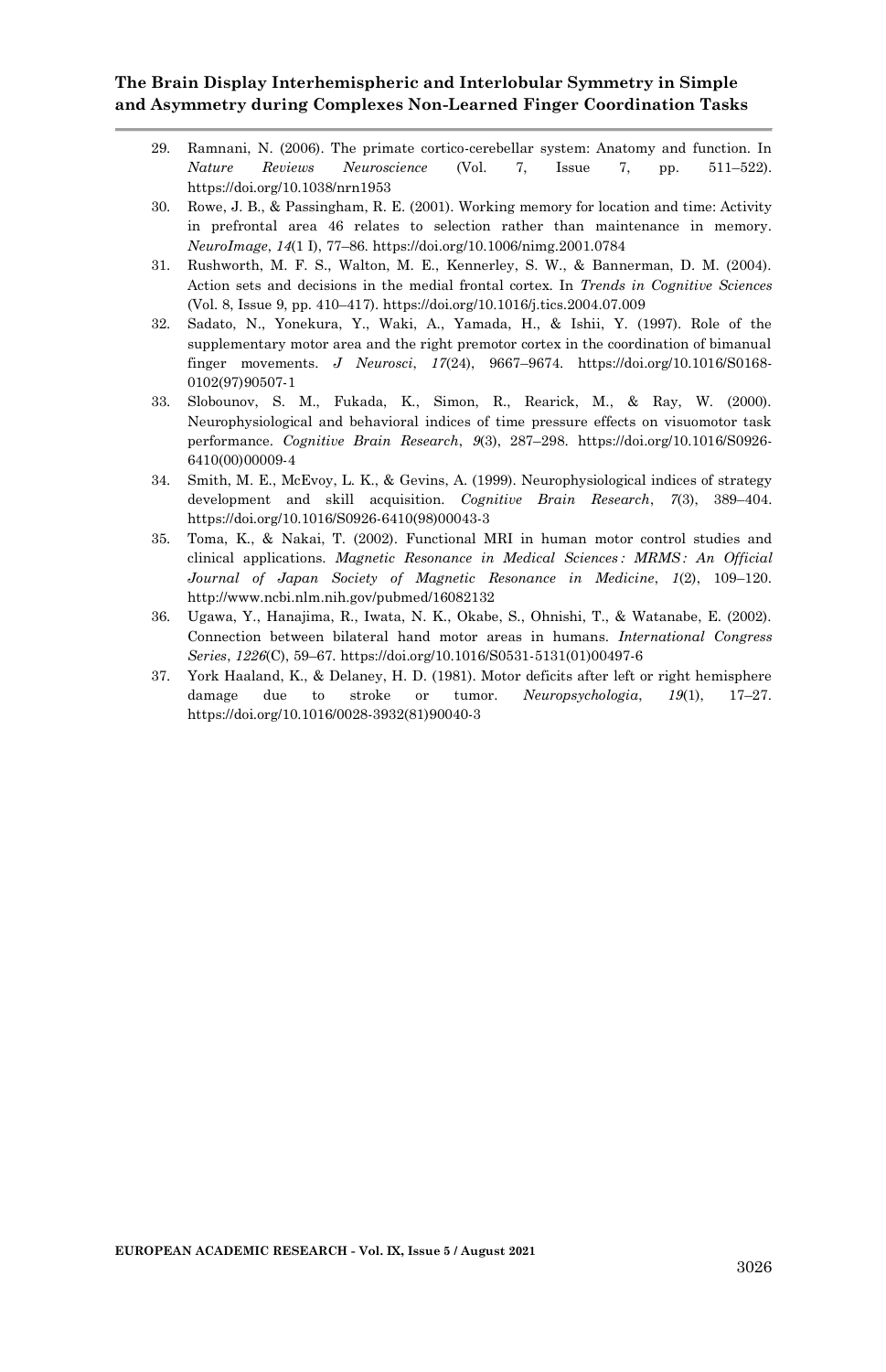29. Ramnani, N. (2006). The primate cortico-cerebellar system: Anatomy and function. In *Nature Reviews Neuroscience* (Vol. 7, Issue 7, pp. 511–522). https://doi.org/10.1038/nrn1953
30. Rowe, J. B., & Passingham, R. E. (2001). Working memory for location and time: Activity in prefrontal area 46 relates to selection rather than maintenance in memory. *NeuroImage*, *14*(1 I), 77–86. https://doi.org/10.1006/nimg.2001.0784
31. Rushworth, M. F. S., Walton, M. E., Kennerley, S. W., & Bannerman, D. M. (2004). Action sets and decisions in the medial frontal cortex. In *Trends in Cognitive Sciences* (Vol. 8, Issue 9, pp. 410–417). https://doi.org/10.1016/j.tics.2004.07.009
32. Sadato, N., Yonekura, Y., Waki, A., Yamada, H., & Ishii, Y. (1997). Role of the supplementary motor area and the right premotor cortex in the coordination of bimanual finger movements. *J Neurosci*, *17*(24), 9667–9674. https://doi.org/10.1016/S0168-0102(97)90507-1
33. Slobounov, S. M., Fukada, K., Simon, R., Rearick, M., & Ray, W. (2000). Neurophysiological and behavioral indices of time pressure effects on visuomotor task performance. *Cognitive Brain Research*, *9*(3), 287–298. https://doi.org/10.1016/S0926-6410(00)00009-4
34. Smith, M. E., McEvoy, L. K., & Gevins, A. (1999). Neurophysiological indices of strategy development and skill acquisition. *Cognitive Brain Research*, *7*(3), 389–404. https://doi.org/10.1016/S0926-6410(98)00043-3
35. Toma, K., & Nakai, T. (2002). Functional MRI in human motor control studies and clinical applications. *Magnetic Resonance in Medical Sciences : MRMS : An Official Journal of Japan Society of Magnetic Resonance in Medicine*, *1*(2), 109–120. http://www.ncbi.nlm.nih.gov/pubmed/16082132
36. Ugawa, Y., Hanajima, R., Iwata, N. K., Okabe, S., Ohnishi, T., & Watanabe, E. (2002). Connection between bilateral hand motor areas in humans. *International Congress Series*, *1226*(C), 59–67. https://doi.org/10.1016/S0531-5131(01)00497-6
37. York Haaland, K., & Delaney, H. D. (1981). Motor deficits after left or right hemisphere damage due to stroke or tumor. *Neuropsychologia*, *19*(1), 17–27. https://doi.org/10.1016/0028-3932(81)90040-3